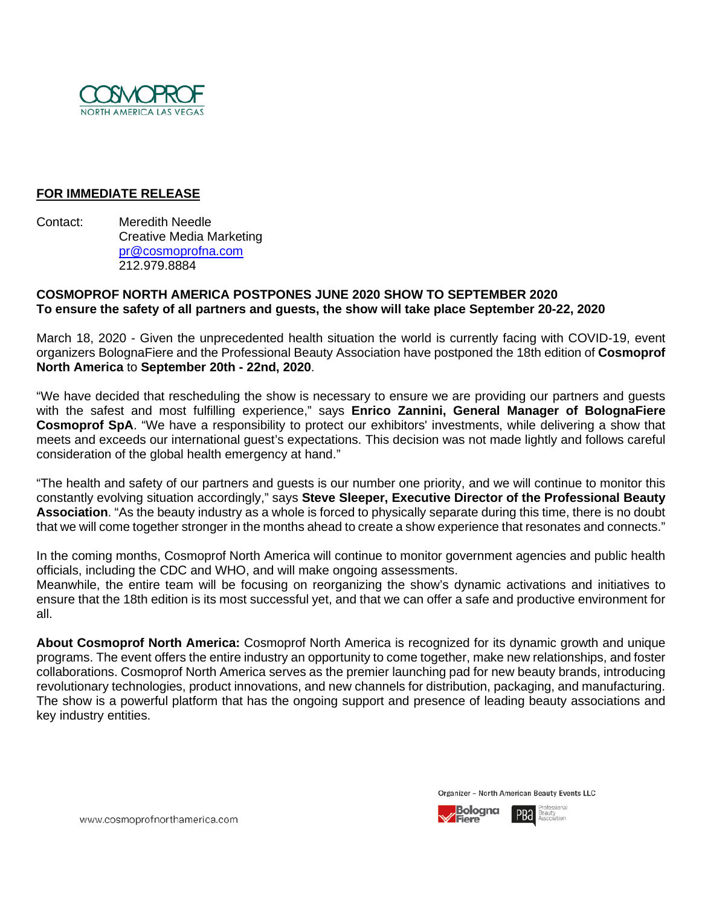COSMOPROF
NORTH AMERICA LAS VEGAS

**FOR IMMEDIATE RELEASE**

Contact: Meredith Needle
Creative Media Marketing
pr@cosmoprofna.com
212.979.8884

**COSMOPROF NORTH AMERICA POSTPONES JUNE 2020 SHOW TO SEPTEMBER 2020**
**To ensure the safety of all partners and guests, the show will take place September 20-22, 2020**

March 18, 2020 - Given the unprecedented health situation the world is currently facing with COVID-19, event organizers BolognaFiere and the Professional Beauty Association have postponed the 18th edition of **Cosmoprof North America** to **September 20th - 22nd, 2020**.

"We have decided that rescheduling the show is necessary to ensure we are providing our partners and guests with the safest and most fulfilling experience," says **Enrico Zannini, General Manager of BolognaFiere Cosmoprof SpA**. "We have a responsibility to protect our exhibitors' investments, while delivering a show that meets and exceeds our international guest's expectations. This decision was not made lightly and follows careful consideration of the global health emergency at hand."

"The health and safety of our partners and guests is our number one priority, and we will continue to monitor this constantly evolving situation accordingly," says **Steve Sleeper, Executive Director of the Professional Beauty Association**. "As the beauty industry as a whole is forced to physically separate during this time, there is no doubt that we will come together stronger in the months ahead to create a show experience that resonates and connects."

In the coming months, Cosmoprof North America will continue to monitor government agencies and public health officials, including the CDC and WHO, and will make ongoing assessments.
Meanwhile, the entire team will be focusing on reorganizing the show's dynamic activations and initiatives to ensure that the 18th edition is its most successful yet, and that we can offer a safe and productive environment for all.

**About Cosmoprof North America:** Cosmoprof North America is recognized for its dynamic growth and unique programs. The event offers the entire industry an opportunity to come together, make new relationships, and foster collaborations. Cosmoprof North America serves as the premier launching pad for new beauty brands, introducing revolutionary technologies, product innovations, and new channels for distribution, packaging, and manufacturing. The show is a powerful platform that has the ongoing support and presence of leading beauty associations and key industry entities.

www.cosmoprofnorthamerica.com

Organizer – North American Beauty Events LLC

BolognaFiere — PBA Professional Beauty Association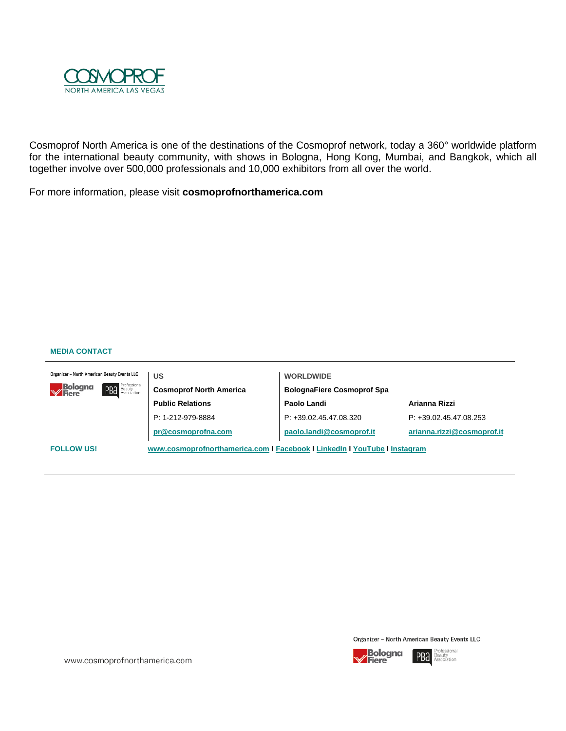COSMOPROF
NORTH AMERICA LAS VEGAS

Cosmoprof North America is one of the destinations of the Cosmoprof network, today a 360° worldwide platform for the international beauty community, with shows in Bologna, Hong Kong, Mumbai, and Bangkok, which all together involve over 500,000 professionals and 10,000 exhibitors from all over the world.

For more information, please visit **cosmoprofnorthamerica.com**

**MEDIA CONTACT**

| | | | |
|---|---|---|---|
| Organizer – North American Beauty Events LLC | **US** | **WORLDWIDE** | |
| | **Cosmoprof North America** | **BolognaFiere Cosmoprof Spa** | |
| | **Public Relations** | **Paolo Landi** | **Arianna Rizzi** |
| | P: 1-212-979-8884 | P: +39.02.45.47.08.320 | P: +39.02.45.47.08.253 |
| | **pr@cosmoprofna.com** | **paolo.landi@cosmoprof.it** | **arianna.rizzi@cosmoprof.it** |

**FOLLOW US!** **www.cosmoprofnorthamerica.com** I **Facebook** I **LinkedIn** I **YouTube** I **Instagram**